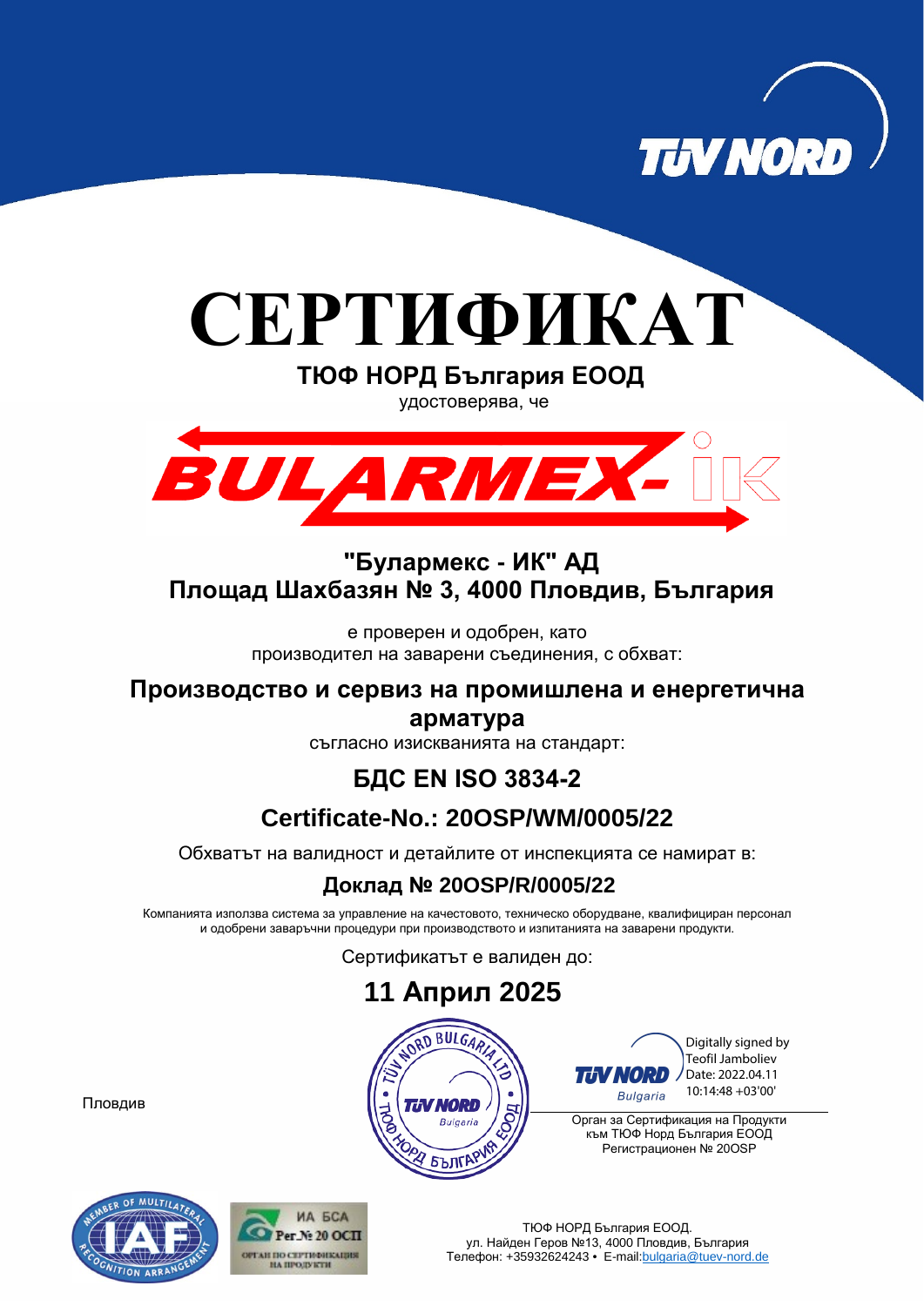# СЕРТИФИКАТ

**ТЮФ НОРД България ЕООД**

удостоверява, че

**"Булармекс - ИК" АД**
**Площад Шахбазян № 3, 4000 Пловдив, България**

е проверен и одобрен, като
производител на заварени съединения, с обхват:

**Производство и сервиз на промишлена и енергетична арматура**

съгласно изискванията на стандарт:

## БДС EN ISO 3834-2

## Certificate-No.: 20OSP/WM/0005/22

Обхватът на валидност и детайлите от инспекцията се намират в:

**Доклад № 20OSP/R/0005/22**

Компанията използва система за управление на качеството, техническо оборудване, квалифициран персонал и одобрени заваръчни процедури при производството и изпитанията на заварени продукти.

Сертификатът е валиден до:

## 11 Април 2025

Пловдив

Digitally signed by Teofil Jamboliev
Date: 2022.04.11 10:14:48 +03'00'

Орган за Сертификация на Продукти
към ТЮФ Норд България ЕООД
Регистрационен № 20OSP

ИА БСА
Рег.№ 20 ОСП
ОРГАН ПО СЕРТИФИКАЦИЯ НА ПРОДУКТИ

ТЮФ НОРД България ЕООД.
ул. Найден Геров №13, 4000 Пловдив, България
Телефон: +35932624243 • E-mail:bulgaria@tuev-nord.de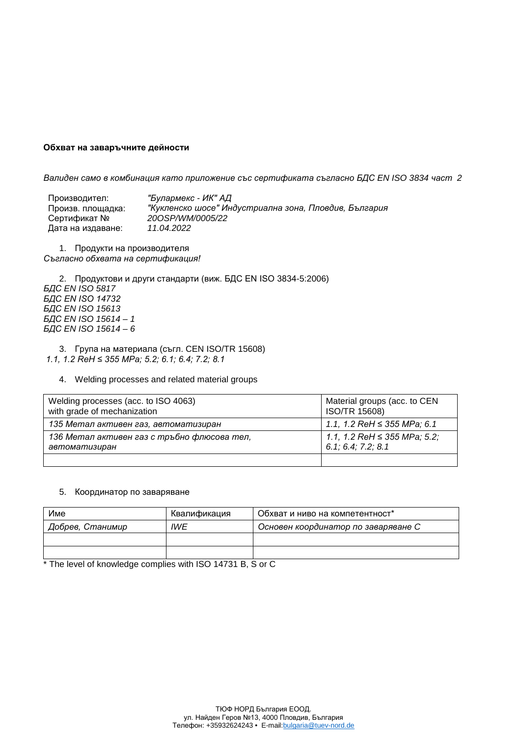**Обхват на заваръчните дейности**

*Валиден само в комбинация като приложение със сертификата съгласно БДС EN ISO 3834 част 2*

| | |
|---|---|
| Производител: | *"Булармекс - ИК" АД* |
| Произв. площадка: | *"Кукленско шосе" Индустриална зона, Пловдив, България* |
| Сертификат № | *20OSP/WM/0005/22* |
| Дата на издаване: | *11.04.2022* |

1. Продукти на производителя

*Съгласно обхвата на сертификация!*

2. Продуктови и други стандарти (виж. БДС EN ISO 3834-5:2006)

*БДС EN ISO 5817*
*БДС EN ISO 14732*
*БДС EN ISO 15613*
*БДС EN ISO 15614 – 1*
*БДС EN ISO 15614 – 6*

3. Група на материала (съгл. CEN ISO/TR 15608)

*1.1, 1.2 ReH ≤ 355 MPa; 5.2; 6.1; 6.4; 7.2; 8.1*

4. Welding processes and related material groups

| Welding processes (acc. to ISO 4063) with grade of mechanization | Material groups (acc. to CEN ISO/TR 15608) |
|---|---|
| *135 Метал активен газ, автоматизиран* | *1.1, 1.2 ReH ≤ 355 MPa; 6.1* |
| *136 Метал активен газ с тръбно флюсова тел, автоматизиран* | *1.1, 1.2 ReH ≤ 355 MPa; 5.2; 6.1; 6.4; 7.2; 8.1* |
| | |

5. Координатор по заваряване

| Име | Квалификация | Обхват и ниво на компетентност* |
|---|---|---|
| *Добрев, Станимир* | *IWE* | *Основен координатор по заваряване C* |
| | | |
| | | |

* The level of knowledge complies with ISO 14731 B, S or C

ТЮФ НОРД България ЕООД.
ул. Найден Геров №13, 4000 Пловдив, България
Телефон: +35932624243 • E-mail:bulgaria@tuev-nord.de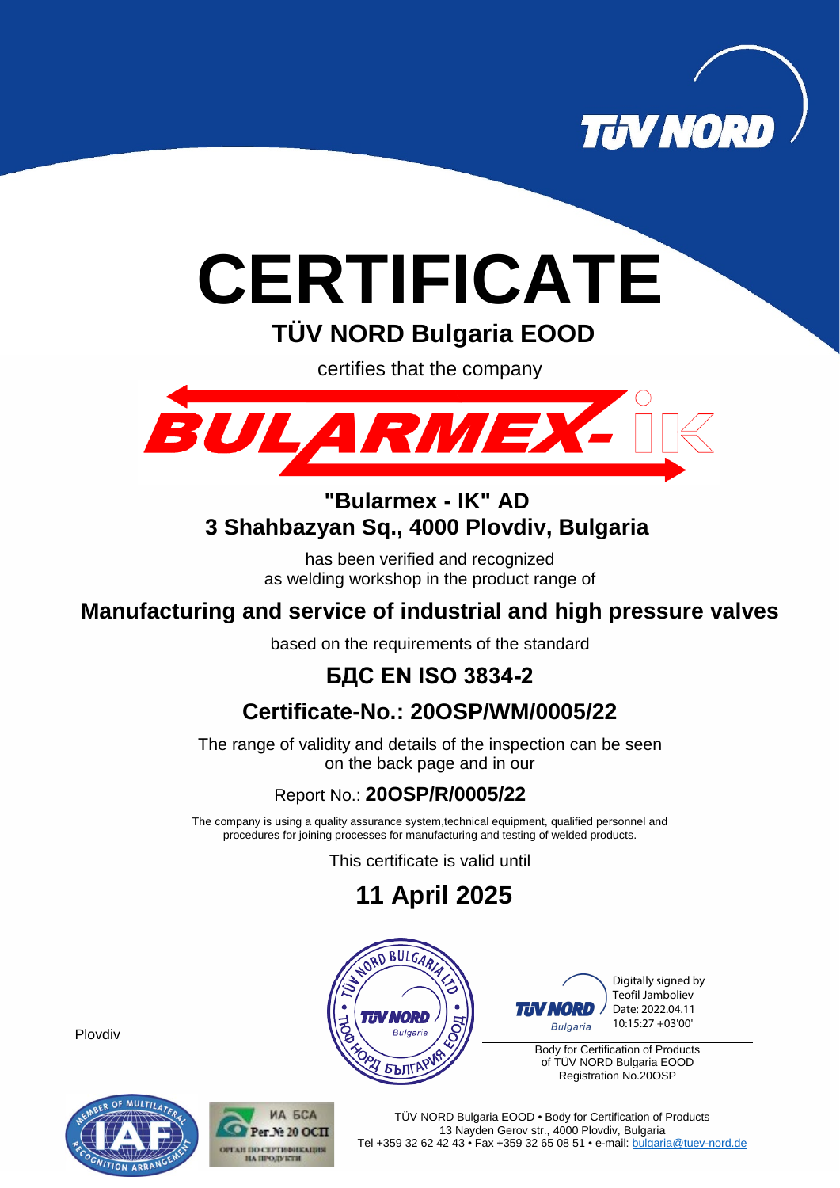# CERTIFICATE

## TÜV NORD Bulgaria EOOD

certifies that the company

**"Bularmex - IK" AD**
**3 Shahbazyan Sq., 4000 Plovdiv, Bulgaria**

has been verified and recognized
as welding workshop in the product range of

**Manufacturing and service of industrial and high pressure valves**

based on the requirements of the standard

**БДС EN ISO 3834-2**

**Certificate-No.: 20OSP/WM/0005/22**

The range of validity and details of the inspection can be seen
on the back page and in our

Report No.: **20OSP/R/0005/22**

The company is using a quality assurance system,technical equipment, qualified personnel and procedures for joining processes for manufacturing and testing of welded products.

This certificate is valid until

**11 April 2025**

Plovdiv

Digitally signed by Teofil Jamboliev
Date: 2022.04.11 10:15:27 +03'00'

Body for Certification of Products
of TÜV NORD Bulgaria EOOD
Registration No.20OSP

TÜV NORD Bulgaria EOOD • Body for Certification of Products
13 Nayden Gerov str., 4000 Plovdiv, Bulgaria
Tel +359 32 62 42 43 • Fax +359 32 65 08 51 • e-mail: bulgaria@tuev-nord.de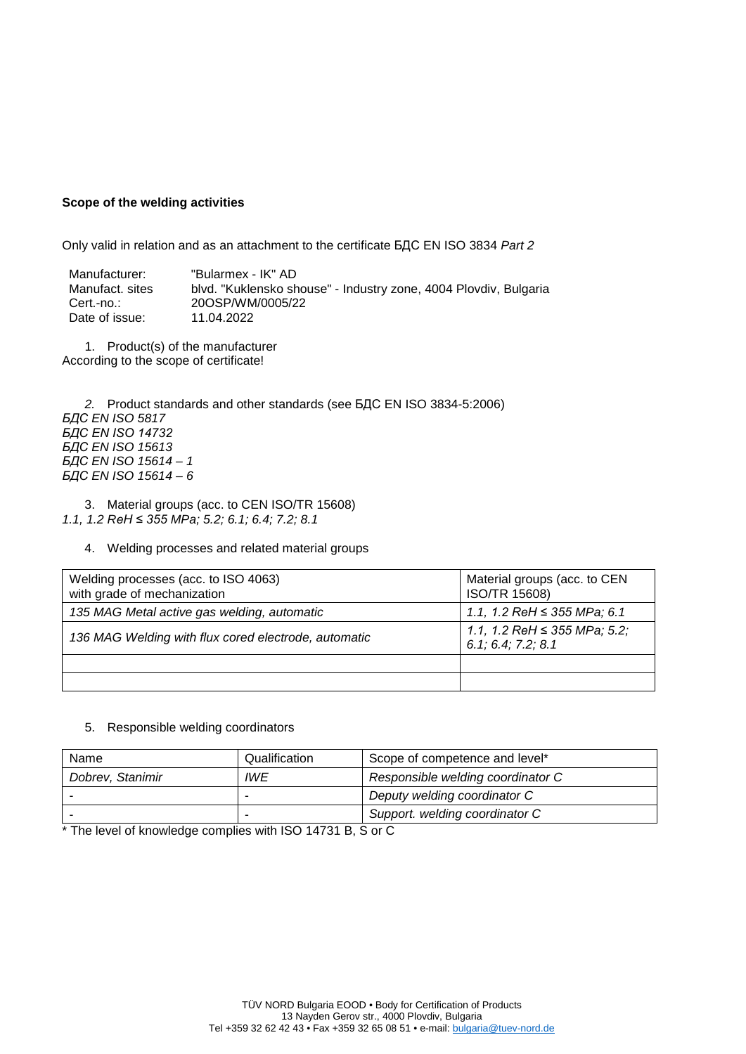**Scope of the welding activities**

Only valid in relation and as an attachment to the certificate БДС EN ISO 3834 *Part 2*

| | |
|---|---|
| Manufacturer: | "Bularmex - IK" AD |
| Manufact. sites | blvd. "Kuklensko shouse" - Industry zone, 4004 Plovdiv, Bulgaria |
| Cert.-no.: | 20OSP/WM/0005/22 |
| Date of issue: | 11.04.2022 |

1. Product(s) of the manufacturer

According to the scope of certificate!

2. Product standards and other standards (see БДС EN ISO 3834-5:2006)

*БДС EN ISO 5817*
*БДС EN ISO 14732*
*БДС EN ISO 15613*
*БДС EN ISO 15614 – 1*
*БДС EN ISO 15614 – 6*

3. Material groups (acc. to CEN ISO/TR 15608)

*1.1, 1.2 ReH ≤ 355 MPa; 5.2; 6.1; 6.4; 7.2; 8.1*

4. Welding processes and related material groups

| Welding processes (acc. to ISO 4063) with grade of mechanization | Material groups (acc. to CEN ISO/TR 15608) |
|---|---|
| *135 MAG Metal active gas welding, automatic* | *1.1, 1.2 ReH ≤ 355 MPa; 6.1* |
| *136 MAG Welding with flux cored electrode, automatic* | *1.1, 1.2 ReH ≤ 355 MPa; 5.2; 6.1; 6.4; 7.2; 8.1* |
| | |
| | |

5. Responsible welding coordinators

| Name | Qualification | Scope of competence and level* |
|---|---|---|
| *Dobrev, Stanimir* | *IWE* | *Responsible welding coordinator C* |
| - | - | *Deputy welding coordinator C* |
| - | - | *Support. welding coordinator C* |

* The level of knowledge complies with ISO 14731 B, S or C

TÜV NORD Bulgaria EOOD • Body for Certification of Products
13 Nayden Gerov str., 4000 Plovdiv, Bulgaria
Tel +359 32 62 42 43 • Fax +359 32 65 08 51 • e-mail: bulgaria@tuev-nord.de